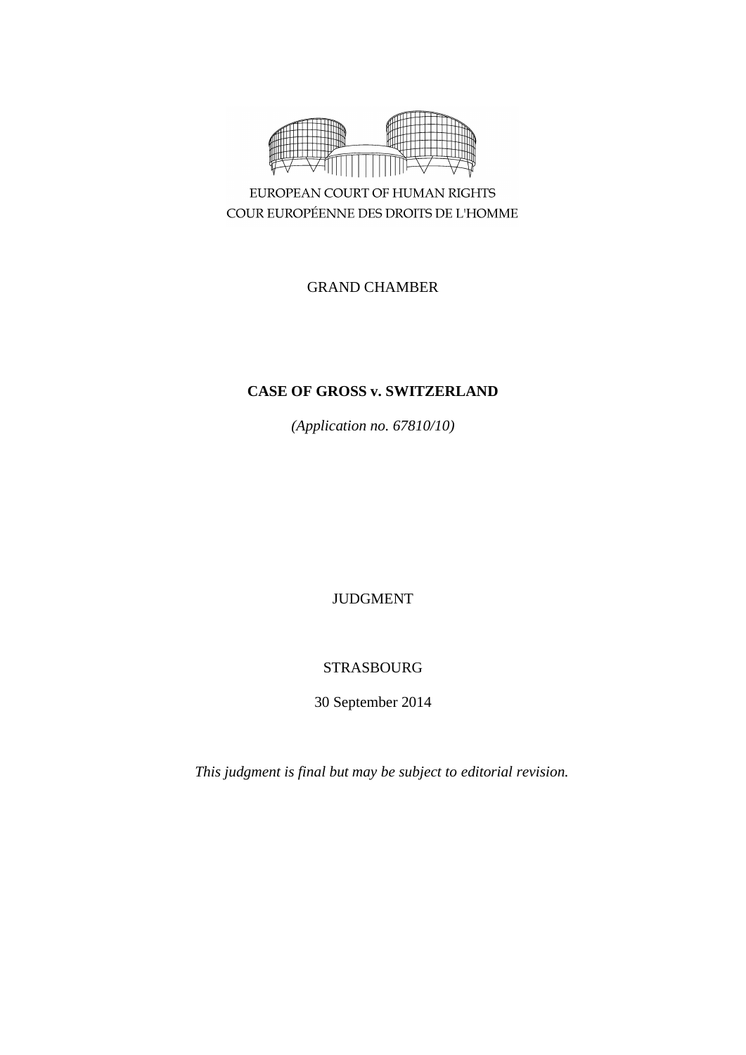EUROPEAN COURT OF HUMAN RIGHTS
COUR EUROPÉENNE DES DROITS DE L'HOMME

GRAND CHAMBER

# CASE OF GROSS v. SWITZERLAND

*(Application no. 67810/10)*

JUDGMENT

STRASBOURG

30 September 2014

*This judgment is final but may be subject to editorial revision.*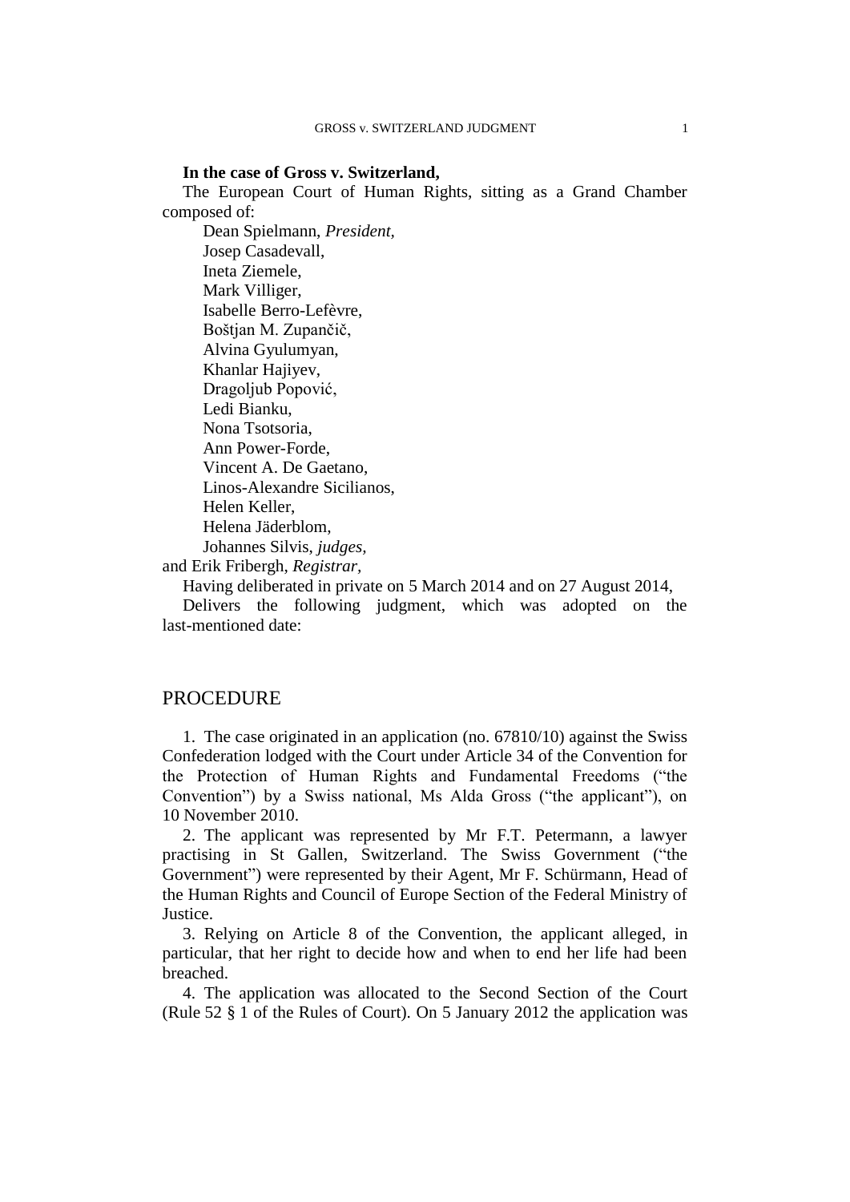**In the case of Gross v. Switzerland,**

The European Court of Human Rights, sitting as a Grand Chamber composed of:

Dean Spielmann, *President*,
Josep Casadevall,
Ineta Ziemele,
Mark Villiger,
Isabelle Berro-Lefèvre,
Boštjan M. Zupančič,
Alvina Gyulumyan,
Khanlar Hajiyev,
Dragoljub Popović,
Ledi Bianku,
Nona Tsotsoria,
Ann Power-Forde,
Vincent A. De Gaetano,
Linos-Alexandre Sicilianos,
Helen Keller,
Helena Jäderblom,
Johannes Silvis, *judges*,

and Erik Fribergh, *Registrar*,

Having deliberated in private on 5 March 2014 and on 27 August 2014,

Delivers the following judgment, which was adopted on the last-mentioned date:

## PROCEDURE

1. The case originated in an application (no. 67810/10) against the Swiss Confederation lodged with the Court under Article 34 of the Convention for the Protection of Human Rights and Fundamental Freedoms ("the Convention") by a Swiss national, Ms Alda Gross ("the applicant"), on 10 November 2010.

2. The applicant was represented by Mr F.T. Petermann, a lawyer practising in St Gallen, Switzerland. The Swiss Government ("the Government") were represented by their Agent, Mr F. Schürmann, Head of the Human Rights and Council of Europe Section of the Federal Ministry of Justice.

3. Relying on Article 8 of the Convention, the applicant alleged, in particular, that her right to decide how and when to end her life had been breached.

4. The application was allocated to the Second Section of the Court (Rule 52 § 1 of the Rules of Court). On 5 January 2012 the application was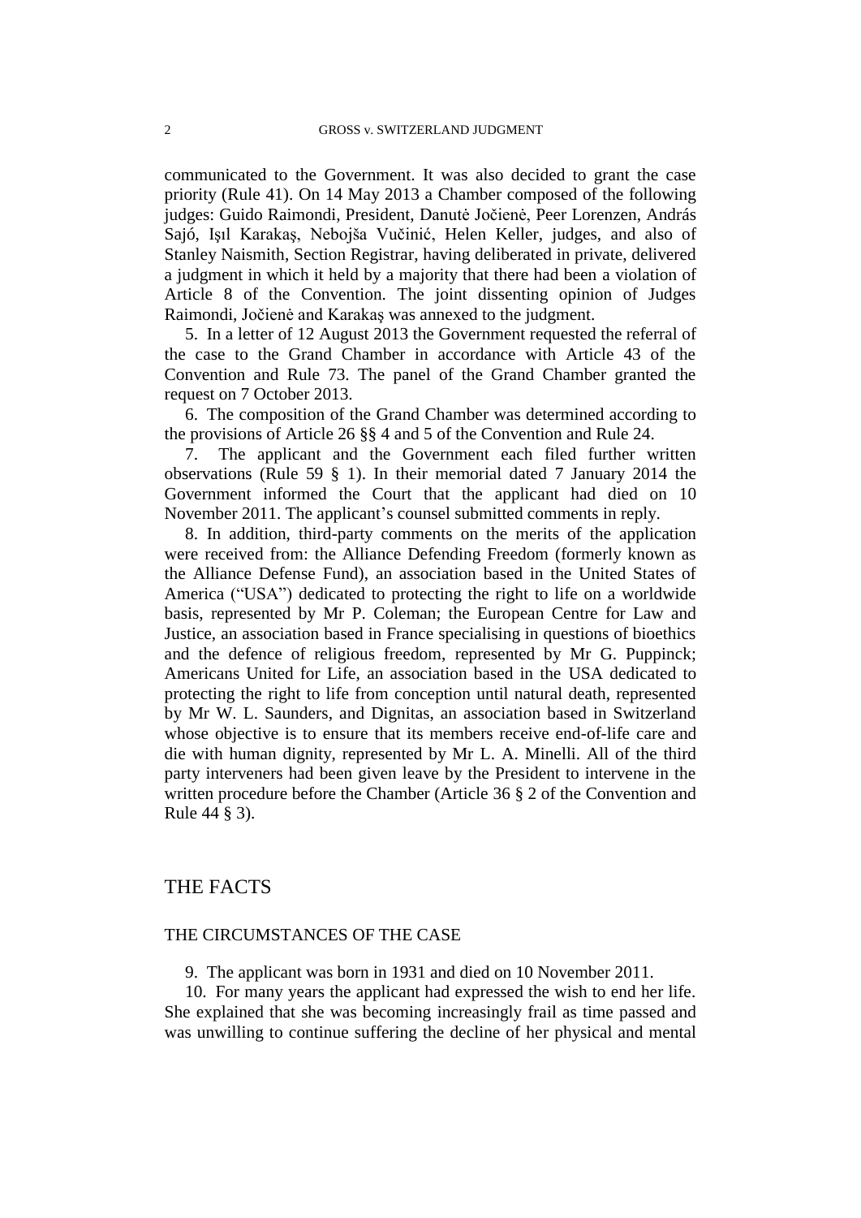communicated to the Government. It was also decided to grant the case priority (Rule 41). On 14 May 2013 a Chamber composed of the following judges: Guido Raimondi, President, Danutė Jočienė, Peer Lorenzen, András Sajó, Işıl Karakaş, Nebojša Vučinić, Helen Keller, judges, and also of Stanley Naismith, Section Registrar, having deliberated in private, delivered a judgment in which it held by a majority that there had been a violation of Article 8 of the Convention. The joint dissenting opinion of Judges Raimondi, Jočienė and Karakaş was annexed to the judgment.

5. In a letter of 12 August 2013 the Government requested the referral of the case to the Grand Chamber in accordance with Article 43 of the Convention and Rule 73. The panel of the Grand Chamber granted the request on 7 October 2013.

6. The composition of the Grand Chamber was determined according to the provisions of Article 26 §§ 4 and 5 of the Convention and Rule 24.

7. The applicant and the Government each filed further written observations (Rule 59 § 1). In their memorial dated 7 January 2014 the Government informed the Court that the applicant had died on 10 November 2011. The applicant's counsel submitted comments in reply.

8. In addition, third-party comments on the merits of the application were received from: the Alliance Defending Freedom (formerly known as the Alliance Defense Fund), an association based in the United States of America ("USA") dedicated to protecting the right to life on a worldwide basis, represented by Mr P. Coleman; the European Centre for Law and Justice, an association based in France specialising in questions of bioethics and the defence of religious freedom, represented by Mr G. Puppinck; Americans United for Life, an association based in the USA dedicated to protecting the right to life from conception until natural death, represented by Mr W. L. Saunders, and Dignitas, an association based in Switzerland whose objective is to ensure that its members receive end-of-life care and die with human dignity, represented by Mr L. A. Minelli. All of the third party interveners had been given leave by the President to intervene in the written procedure before the Chamber (Article 36 § 2 of the Convention and Rule 44 § 3).

## THE FACTS

### THE CIRCUMSTANCES OF THE CASE

9. The applicant was born in 1931 and died on 10 November 2011.

10. For many years the applicant had expressed the wish to end her life. She explained that she was becoming increasingly frail as time passed and was unwilling to continue suffering the decline of her physical and mental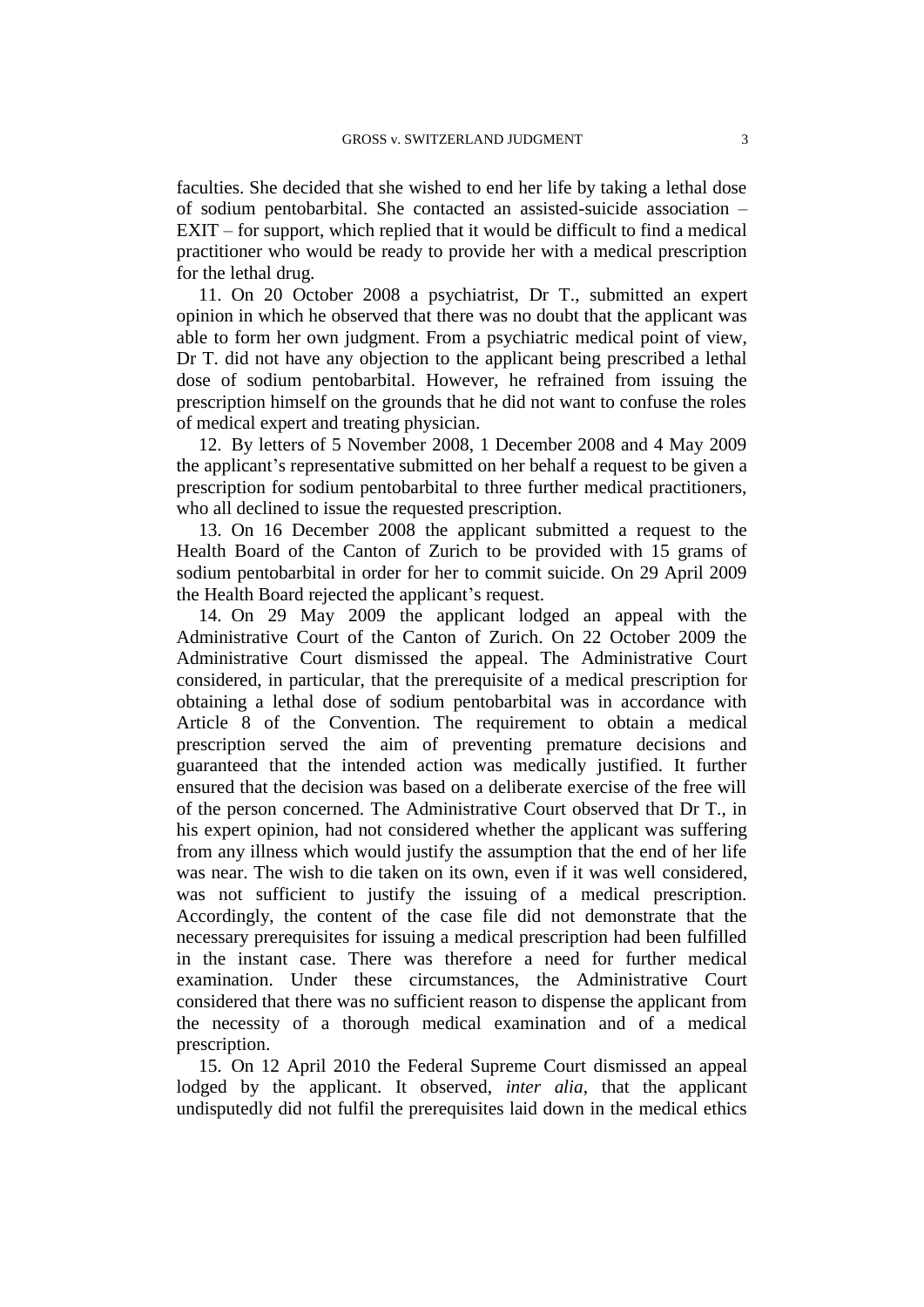faculties. She decided that she wished to end her life by taking a lethal dose of sodium pentobarbital. She contacted an assisted-suicide association – EXIT – for support, which replied that it would be difficult to find a medical practitioner who would be ready to provide her with a medical prescription for the lethal drug.

11. On 20 October 2008 a psychiatrist, Dr T., submitted an expert opinion in which he observed that there was no doubt that the applicant was able to form her own judgment. From a psychiatric medical point of view, Dr T. did not have any objection to the applicant being prescribed a lethal dose of sodium pentobarbital. However, he refrained from issuing the prescription himself on the grounds that he did not want to confuse the roles of medical expert and treating physician.

12. By letters of 5 November 2008, 1 December 2008 and 4 May 2009 the applicant's representative submitted on her behalf a request to be given a prescription for sodium pentobarbital to three further medical practitioners, who all declined to issue the requested prescription.

13. On 16 December 2008 the applicant submitted a request to the Health Board of the Canton of Zurich to be provided with 15 grams of sodium pentobarbital in order for her to commit suicide. On 29 April 2009 the Health Board rejected the applicant's request.

14. On 29 May 2009 the applicant lodged an appeal with the Administrative Court of the Canton of Zurich. On 22 October 2009 the Administrative Court dismissed the appeal. The Administrative Court considered, in particular, that the prerequisite of a medical prescription for obtaining a lethal dose of sodium pentobarbital was in accordance with Article 8 of the Convention. The requirement to obtain a medical prescription served the aim of preventing premature decisions and guaranteed that the intended action was medically justified. It further ensured that the decision was based on a deliberate exercise of the free will of the person concerned. The Administrative Court observed that Dr T., in his expert opinion, had not considered whether the applicant was suffering from any illness which would justify the assumption that the end of her life was near. The wish to die taken on its own, even if it was well considered, was not sufficient to justify the issuing of a medical prescription. Accordingly, the content of the case file did not demonstrate that the necessary prerequisites for issuing a medical prescription had been fulfilled in the instant case. There was therefore a need for further medical examination. Under these circumstances, the Administrative Court considered that there was no sufficient reason to dispense the applicant from the necessity of a thorough medical examination and of a medical prescription.

15. On 12 April 2010 the Federal Supreme Court dismissed an appeal lodged by the applicant. It observed, *inter alia*, that the applicant undisputedly did not fulfil the prerequisites laid down in the medical ethics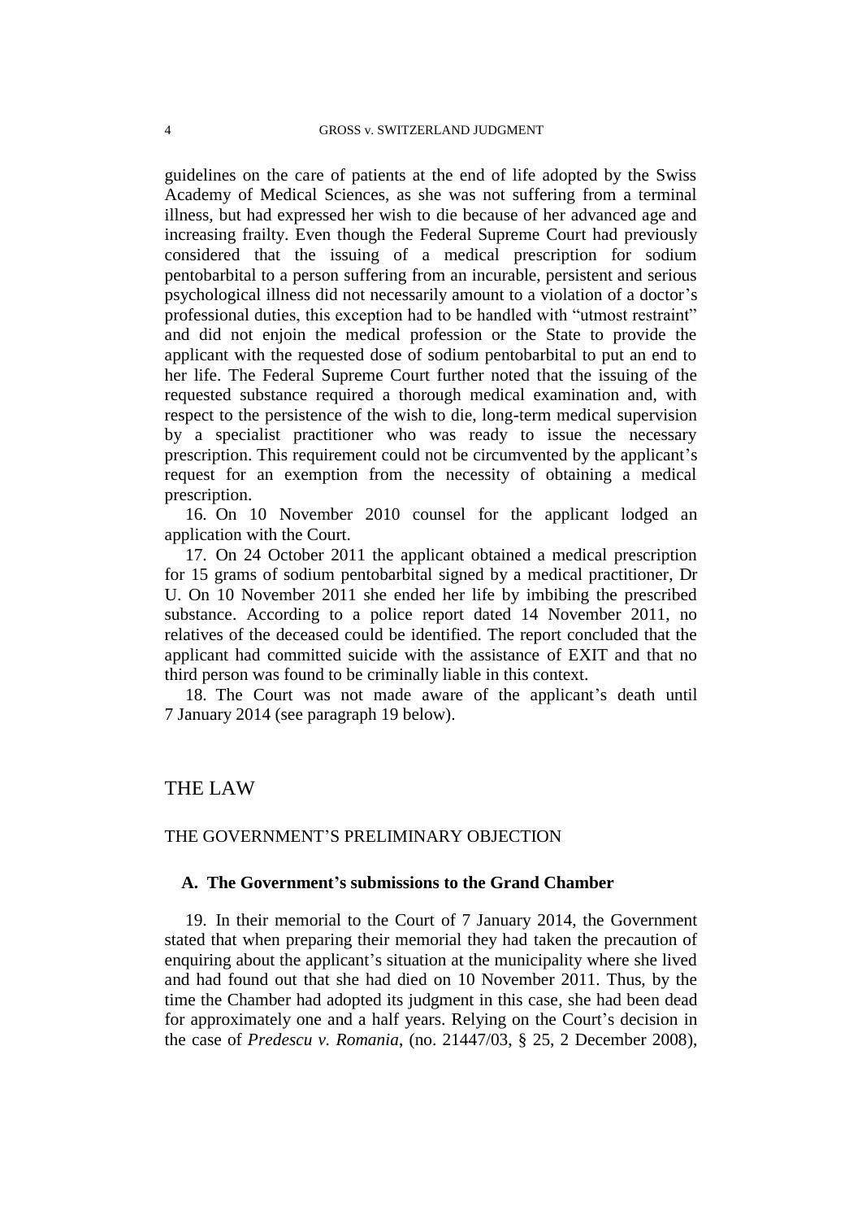guidelines on the care of patients at the end of life adopted by the Swiss Academy of Medical Sciences, as she was not suffering from a terminal illness, but had expressed her wish to die because of her advanced age and increasing frailty. Even though the Federal Supreme Court had previously considered that the issuing of a medical prescription for sodium pentobarbital to a person suffering from an incurable, persistent and serious psychological illness did not necessarily amount to a violation of a doctor's professional duties, this exception had to be handled with "utmost restraint" and did not enjoin the medical profession or the State to provide the applicant with the requested dose of sodium pentobarbital to put an end to her life. The Federal Supreme Court further noted that the issuing of the requested substance required a thorough medical examination and, with respect to the persistence of the wish to die, long-term medical supervision by a specialist practitioner who was ready to issue the necessary prescription. This requirement could not be circumvented by the applicant's request for an exemption from the necessity of obtaining a medical prescription.

16. On 10 November 2010 counsel for the applicant lodged an application with the Court.

17. On 24 October 2011 the applicant obtained a medical prescription for 15 grams of sodium pentobarbital signed by a medical practitioner, Dr U. On 10 November 2011 she ended her life by imbibing the prescribed substance. According to a police report dated 14 November 2011, no relatives of the deceased could be identified. The report concluded that the applicant had committed suicide with the assistance of EXIT and that no third person was found to be criminally liable in this context.

18. The Court was not made aware of the applicant's death until 7 January 2014 (see paragraph 19 below).

# THE LAW

## THE GOVERNMENT'S PRELIMINARY OBJECTION

### A. The Government's submissions to the Grand Chamber

19. In their memorial to the Court of 7 January 2014, the Government stated that when preparing their memorial they had taken the precaution of enquiring about the applicant's situation at the municipality where she lived and had found out that she had died on 10 November 2011. Thus, by the time the Chamber had adopted its judgment in this case, she had been dead for approximately one and a half years. Relying on the Court's decision in the case of *Predescu v. Romania*, (no. 21447/03, § 25, 2 December 2008),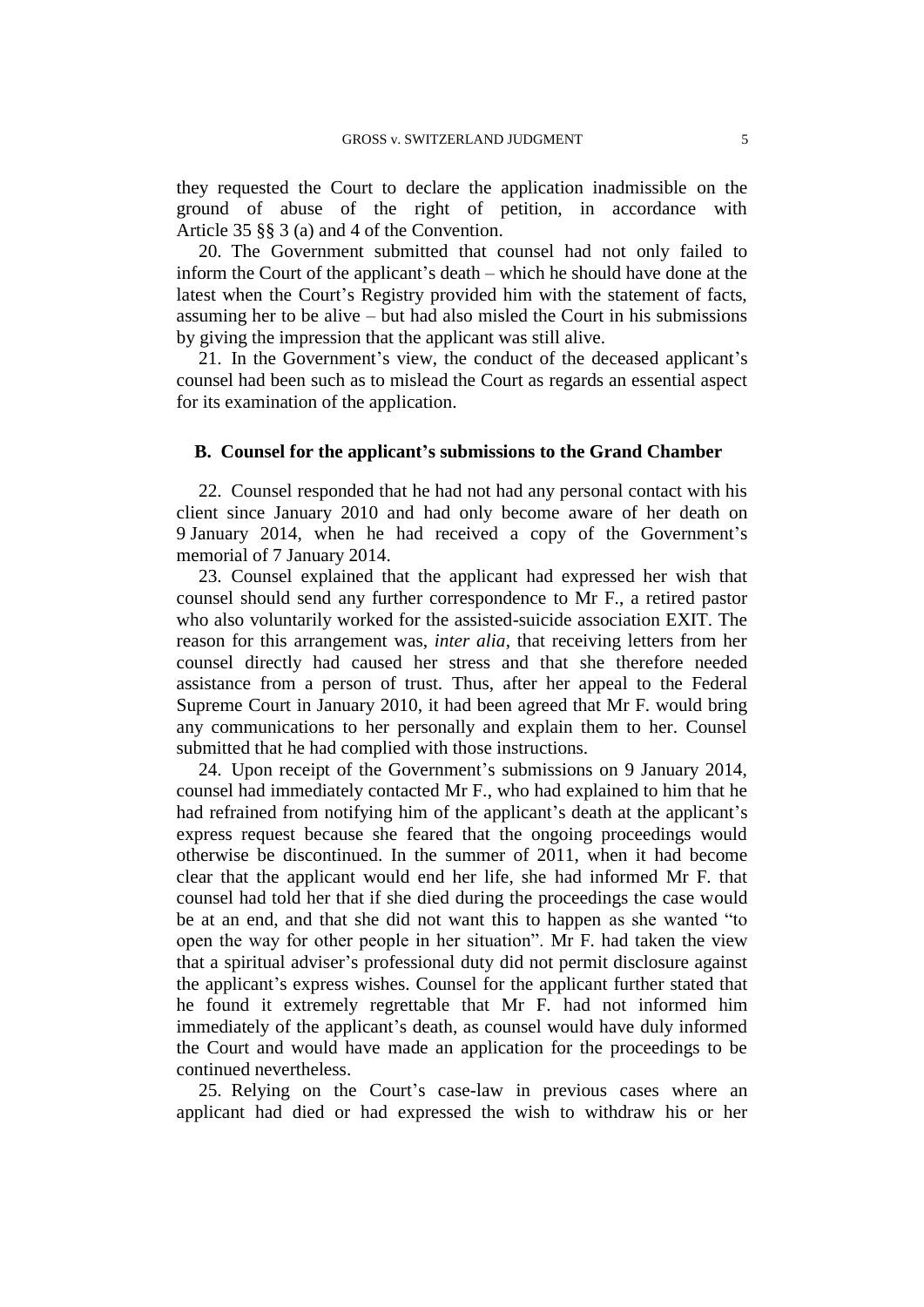they requested the Court to declare the application inadmissible on the ground of abuse of the right of petition, in accordance with Article 35 §§ 3 (a) and 4 of the Convention.

20. The Government submitted that counsel had not only failed to inform the Court of the applicant's death – which he should have done at the latest when the Court's Registry provided him with the statement of facts, assuming her to be alive – but had also misled the Court in his submissions by giving the impression that the applicant was still alive.

21. In the Government's view, the conduct of the deceased applicant's counsel had been such as to mislead the Court as regards an essential aspect for its examination of the application.

### B. Counsel for the applicant's submissions to the Grand Chamber

22. Counsel responded that he had not had any personal contact with his client since January 2010 and had only become aware of her death on 9 January 2014, when he had received a copy of the Government's memorial of 7 January 2014.

23. Counsel explained that the applicant had expressed her wish that counsel should send any further correspondence to Mr F., a retired pastor who also voluntarily worked for the assisted-suicide association EXIT. The reason for this arrangement was, *inter alia*, that receiving letters from her counsel directly had caused her stress and that she therefore needed assistance from a person of trust. Thus, after her appeal to the Federal Supreme Court in January 2010, it had been agreed that Mr F. would bring any communications to her personally and explain them to her. Counsel submitted that he had complied with those instructions.

24. Upon receipt of the Government's submissions on 9 January 2014, counsel had immediately contacted Mr F., who had explained to him that he had refrained from notifying him of the applicant's death at the applicant's express request because she feared that the ongoing proceedings would otherwise be discontinued. In the summer of 2011, when it had become clear that the applicant would end her life, she had informed Mr F. that counsel had told her that if she died during the proceedings the case would be at an end, and that she did not want this to happen as she wanted "to open the way for other people in her situation". Mr F. had taken the view that a spiritual adviser's professional duty did not permit disclosure against the applicant's express wishes. Counsel for the applicant further stated that he found it extremely regrettable that Mr F. had not informed him immediately of the applicant's death, as counsel would have duly informed the Court and would have made an application for the proceedings to be continued nevertheless.

25. Relying on the Court's case-law in previous cases where an applicant had died or had expressed the wish to withdraw his or her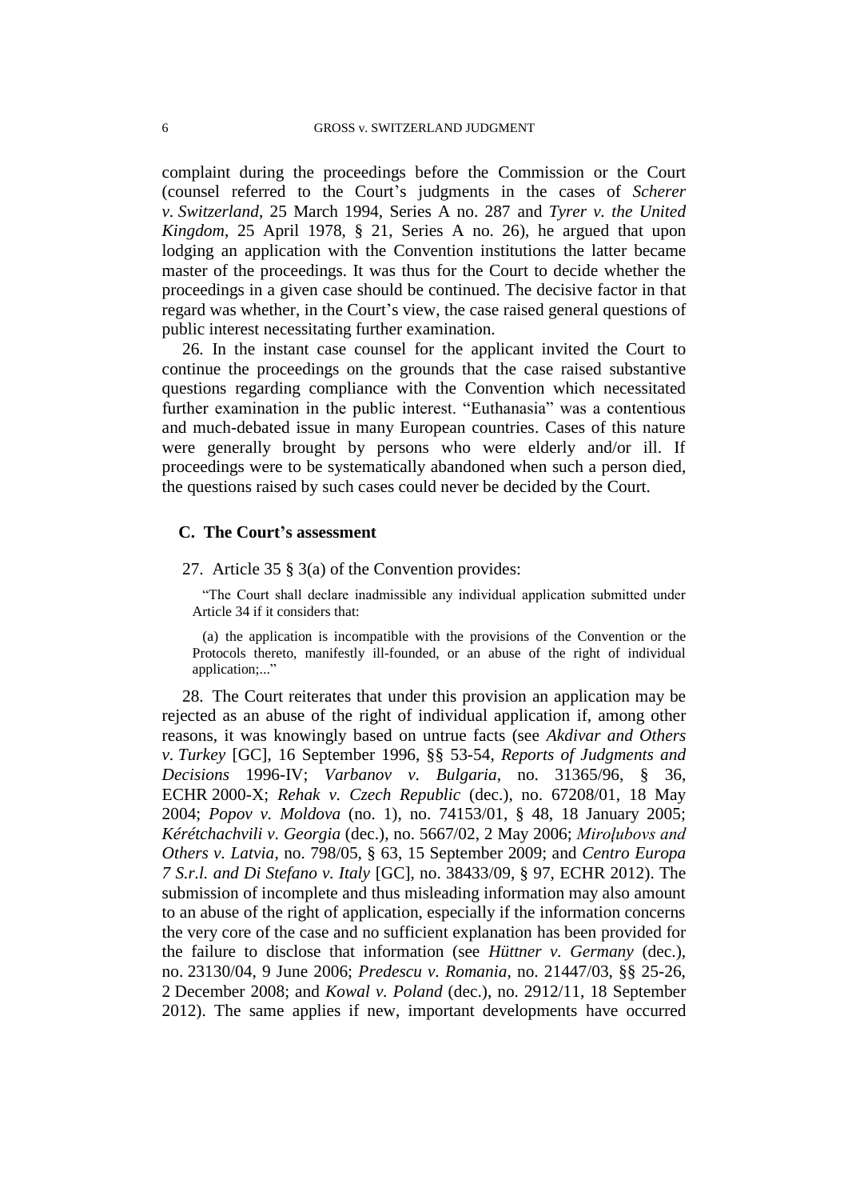complaint during the proceedings before the Commission or the Court (counsel referred to the Court's judgments in the cases of *Scherer v. Switzerland*, 25 March 1994, Series A no. 287 and *Tyrer v. the United Kingdom*, 25 April 1978, § 21, Series A no. 26), he argued that upon lodging an application with the Convention institutions the latter became master of the proceedings. It was thus for the Court to decide whether the proceedings in a given case should be continued. The decisive factor in that regard was whether, in the Court's view, the case raised general questions of public interest necessitating further examination.

26. In the instant case counsel for the applicant invited the Court to continue the proceedings on the grounds that the case raised substantive questions regarding compliance with the Convention which necessitated further examination in the public interest. "Euthanasia" was a contentious and much-debated issue in many European countries. Cases of this nature were generally brought by persons who were elderly and/or ill. If proceedings were to be systematically abandoned when such a person died, the questions raised by such cases could never be decided by the Court.

### C. The Court's assessment

27. Article 35 § 3(a) of the Convention provides:

> "The Court shall declare inadmissible any individual application submitted under Article 34 if it considers that:
>
> (a) the application is incompatible with the provisions of the Convention or the Protocols thereto, manifestly ill-founded, or an abuse of the right of individual application;..."

28. The Court reiterates that under this provision an application may be rejected as an abuse of the right of individual application if, among other reasons, it was knowingly based on untrue facts (see *Akdivar and Others v. Turkey* [GC], 16 September 1996, §§ 53-54, *Reports of Judgments and Decisions* 1996-IV; *Varbanov v. Bulgaria*, no. 31365/96, § 36, ECHR 2000-X; *Rehak v. Czech Republic* (dec.), no. 67208/01, 18 May 2004; *Popov v. Moldova* (no. 1), no. 74153/01, § 48, 18 January 2005; *Kérétchachvili v. Georgia* (dec.), no. 5667/02, 2 May 2006; *Miroļubovs and Others v. Latvia*, no. 798/05, § 63, 15 September 2009; and *Centro Europa 7 S.r.l. and Di Stefano v. Italy* [GC], no. 38433/09, § 97, ECHR 2012). The submission of incomplete and thus misleading information may also amount to an abuse of the right of application, especially if the information concerns the very core of the case and no sufficient explanation has been provided for the failure to disclose that information (see *Hüttner v. Germany* (dec.), no. 23130/04, 9 June 2006; *Predescu v. Romania*, no. 21447/03, §§ 25-26, 2 December 2008; and *Kowal v. Poland* (dec.), no. 2912/11, 18 September 2012). The same applies if new, important developments have occurred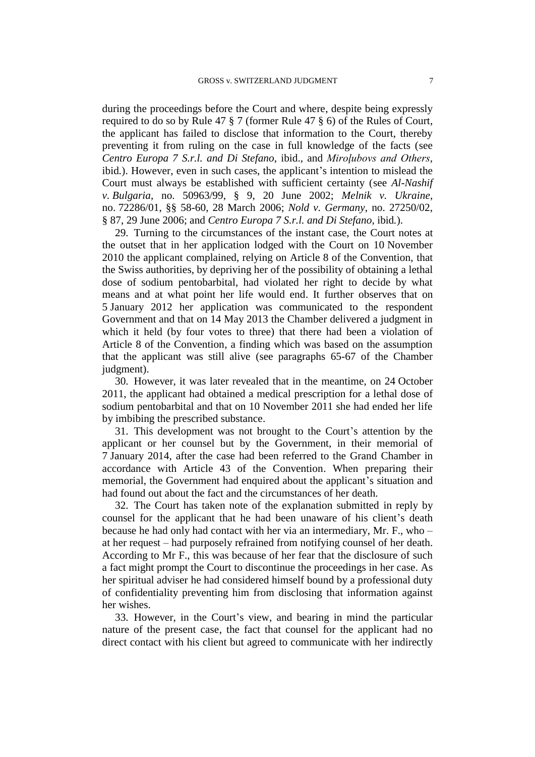during the proceedings before the Court and where, despite being expressly required to do so by Rule 47 § 7 (former Rule 47 § 6) of the Rules of Court, the applicant has failed to disclose that information to the Court, thereby preventing it from ruling on the case in full knowledge of the facts (see *Centro Europa 7 S.r.l. and Di Stefano*, ibid., and *Miroļubovs and Others*, ibid.). However, even in such cases, the applicant's intention to mislead the Court must always be established with sufficient certainty (see *Al-Nashif v. Bulgaria*, no. 50963/99, § 9, 20 June 2002; *Melnik v. Ukraine*, no. 72286/01, §§ 58-60, 28 March 2006; *Nold v. Germany*, no. 27250/02, § 87, 29 June 2006; and *Centro Europa 7 S.r.l. and Di Stefano*, ibid.).

29. Turning to the circumstances of the instant case, the Court notes at the outset that in her application lodged with the Court on 10 November 2010 the applicant complained, relying on Article 8 of the Convention, that the Swiss authorities, by depriving her of the possibility of obtaining a lethal dose of sodium pentobarbital, had violated her right to decide by what means and at what point her life would end. It further observes that on 5 January 2012 her application was communicated to the respondent Government and that on 14 May 2013 the Chamber delivered a judgment in which it held (by four votes to three) that there had been a violation of Article 8 of the Convention, a finding which was based on the assumption that the applicant was still alive (see paragraphs 65-67 of the Chamber judgment).

30. However, it was later revealed that in the meantime, on 24 October 2011, the applicant had obtained a medical prescription for a lethal dose of sodium pentobarbital and that on 10 November 2011 she had ended her life by imbibing the prescribed substance.

31. This development was not brought to the Court's attention by the applicant or her counsel but by the Government, in their memorial of 7 January 2014, after the case had been referred to the Grand Chamber in accordance with Article 43 of the Convention. When preparing their memorial, the Government had enquired about the applicant's situation and had found out about the fact and the circumstances of her death.

32. The Court has taken note of the explanation submitted in reply by counsel for the applicant that he had been unaware of his client's death because he had only had contact with her via an intermediary, Mr. F., who – at her request – had purposely refrained from notifying counsel of her death. According to Mr F., this was because of her fear that the disclosure of such a fact might prompt the Court to discontinue the proceedings in her case. As her spiritual adviser he had considered himself bound by a professional duty of confidentiality preventing him from disclosing that information against her wishes.

33. However, in the Court's view, and bearing in mind the particular nature of the present case, the fact that counsel for the applicant had no direct contact with his client but agreed to communicate with her indirectly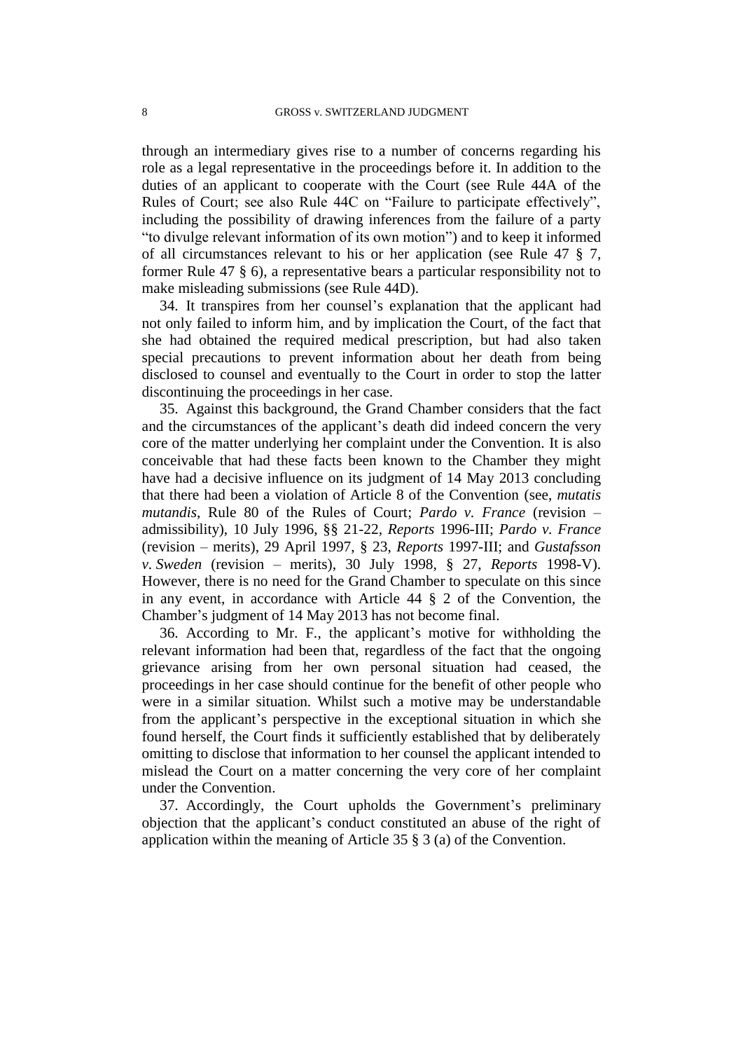through an intermediary gives rise to a number of concerns regarding his role as a legal representative in the proceedings before it. In addition to the duties of an applicant to cooperate with the Court (see Rule 44A of the Rules of Court; see also Rule 44C on "Failure to participate effectively", including the possibility of drawing inferences from the failure of a party "to divulge relevant information of its own motion") and to keep it informed of all circumstances relevant to his or her application (see Rule 47 § 7, former Rule 47 § 6), a representative bears a particular responsibility not to make misleading submissions (see Rule 44D).

34. It transpires from her counsel's explanation that the applicant had not only failed to inform him, and by implication the Court, of the fact that she had obtained the required medical prescription, but had also taken special precautions to prevent information about her death from being disclosed to counsel and eventually to the Court in order to stop the latter discontinuing the proceedings in her case.

35. Against this background, the Grand Chamber considers that the fact and the circumstances of the applicant's death did indeed concern the very core of the matter underlying her complaint under the Convention. It is also conceivable that had these facts been known to the Chamber they might have had a decisive influence on its judgment of 14 May 2013 concluding that there had been a violation of Article 8 of the Convention (see, *mutatis mutandis*, Rule 80 of the Rules of Court; *Pardo v. France* (revision – admissibility), 10 July 1996, §§ 21-22, *Reports* 1996-III; *Pardo v. France* (revision – merits), 29 April 1997, § 23, *Reports* 1997-III; and *Gustafsson v. Sweden* (revision – merits), 30 July 1998, § 27, *Reports* 1998-V). However, there is no need for the Grand Chamber to speculate on this since in any event, in accordance with Article 44 § 2 of the Convention, the Chamber's judgment of 14 May 2013 has not become final.

36. According to Mr. F., the applicant's motive for withholding the relevant information had been that, regardless of the fact that the ongoing grievance arising from her own personal situation had ceased, the proceedings in her case should continue for the benefit of other people who were in a similar situation. Whilst such a motive may be understandable from the applicant's perspective in the exceptional situation in which she found herself, the Court finds it sufficiently established that by deliberately omitting to disclose that information to her counsel the applicant intended to mislead the Court on a matter concerning the very core of her complaint under the Convention.

37. Accordingly, the Court upholds the Government's preliminary objection that the applicant's conduct constituted an abuse of the right of application within the meaning of Article 35 § 3 (a) of the Convention.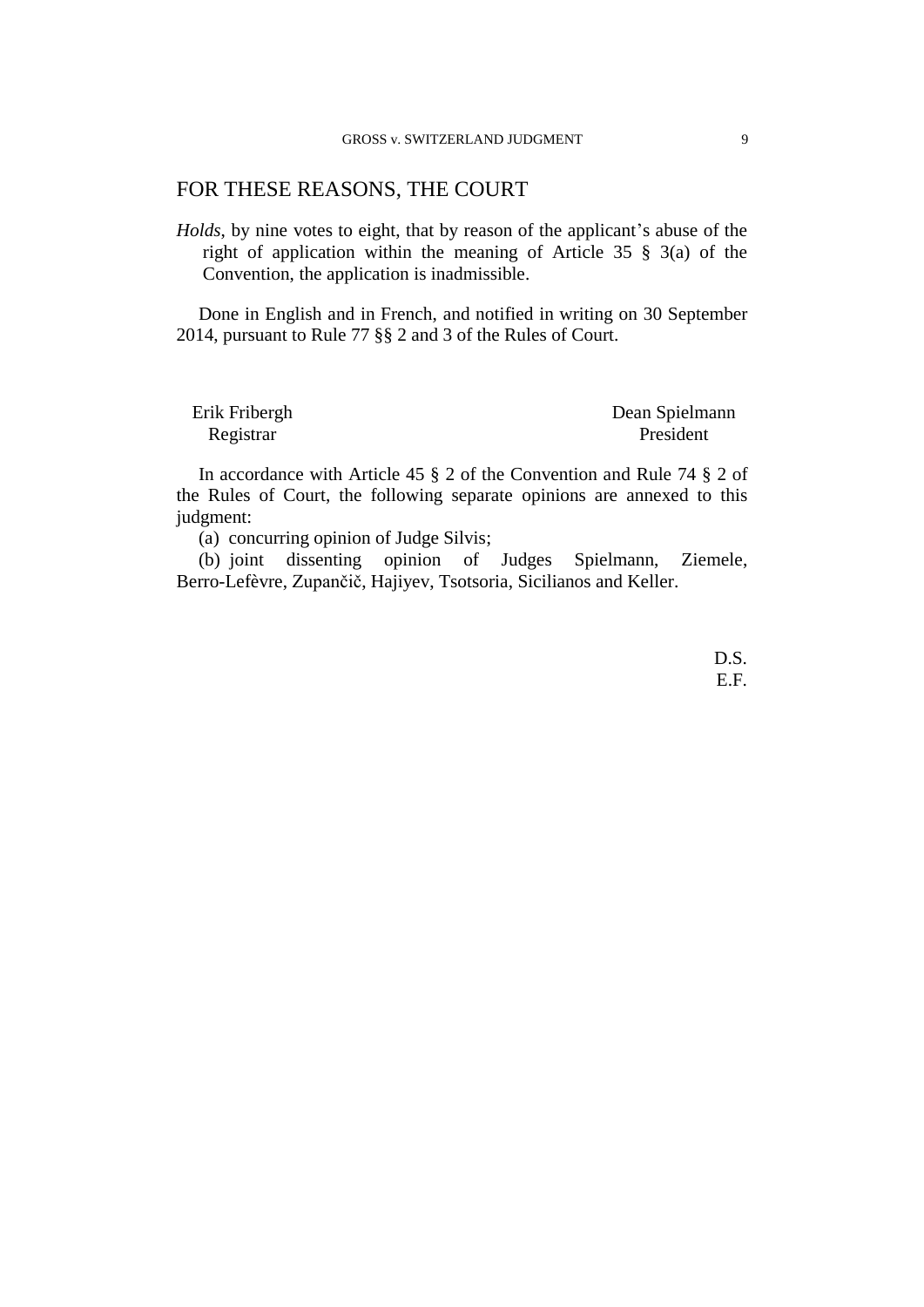## FOR THESE REASONS, THE COURT

*Holds*, by nine votes to eight, that by reason of the applicant's abuse of the right of application within the meaning of Article 35 § 3(a) of the Convention, the application is inadmissible.

Done in English and in French, and notified in writing on 30 September 2014, pursuant to Rule 77 §§ 2 and 3 of the Rules of Court.

Erik Fribergh
Registrar

Dean Spielmann
President

In accordance with Article 45 § 2 of the Convention and Rule 74 § 2 of the Rules of Court, the following separate opinions are annexed to this judgment:

(a) concurring opinion of Judge Silvis;

(b) joint dissenting opinion of Judges Spielmann, Ziemele, Berro-Lefèvre, Zupančič, Hajiyev, Tsotsoria, Sicilianos and Keller.

D.S.
E.F.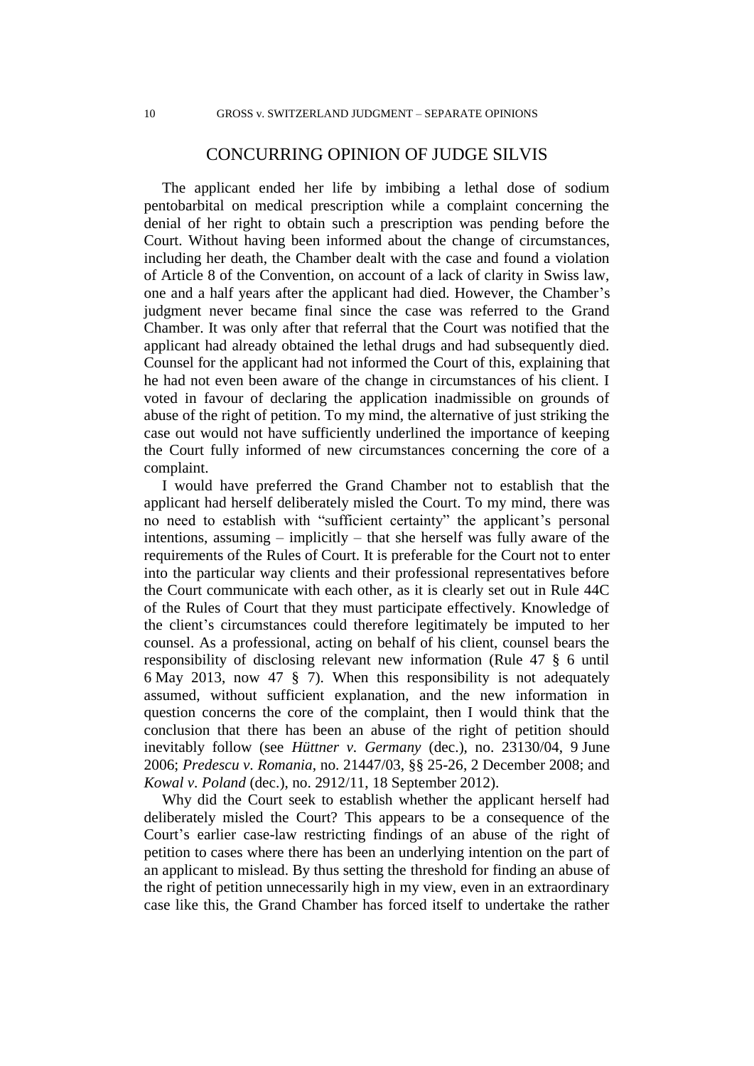# CONCURRING OPINION OF JUDGE SILVIS

The applicant ended her life by imbibing a lethal dose of sodium pentobarbital on medical prescription while a complaint concerning the denial of her right to obtain such a prescription was pending before the Court. Without having been informed about the change of circumstances, including her death, the Chamber dealt with the case and found a violation of Article 8 of the Convention, on account of a lack of clarity in Swiss law, one and a half years after the applicant had died. However, the Chamber's judgment never became final since the case was referred to the Grand Chamber. It was only after that referral that the Court was notified that the applicant had already obtained the lethal drugs and had subsequently died. Counsel for the applicant had not informed the Court of this, explaining that he had not even been aware of the change in circumstances of his client. I voted in favour of declaring the application inadmissible on grounds of abuse of the right of petition. To my mind, the alternative of just striking the case out would not have sufficiently underlined the importance of keeping the Court fully informed of new circumstances concerning the core of a complaint.

I would have preferred the Grand Chamber not to establish that the applicant had herself deliberately misled the Court. To my mind, there was no need to establish with "sufficient certainty" the applicant's personal intentions, assuming – implicitly – that she herself was fully aware of the requirements of the Rules of Court. It is preferable for the Court not to enter into the particular way clients and their professional representatives before the Court communicate with each other, as it is clearly set out in Rule 44C of the Rules of Court that they must participate effectively. Knowledge of the client's circumstances could therefore legitimately be imputed to her counsel. As a professional, acting on behalf of his client, counsel bears the responsibility of disclosing relevant new information (Rule 47 § 6 until 6 May 2013, now 47 § 7). When this responsibility is not adequately assumed, without sufficient explanation, and the new information in question concerns the core of the complaint, then I would think that the conclusion that there has been an abuse of the right of petition should inevitably follow (see *Hüttner v. Germany* (dec.), no. 23130/04, 9 June 2006; *Predescu v. Romania*, no. 21447/03, §§ 25-26, 2 December 2008; and *Kowal v. Poland* (dec.), no. 2912/11, 18 September 2012).

Why did the Court seek to establish whether the applicant herself had deliberately misled the Court? This appears to be a consequence of the Court's earlier case-law restricting findings of an abuse of the right of petition to cases where there has been an underlying intention on the part of an applicant to mislead. By thus setting the threshold for finding an abuse of the right of petition unnecessarily high in my view, even in an extraordinary case like this, the Grand Chamber has forced itself to undertake the rather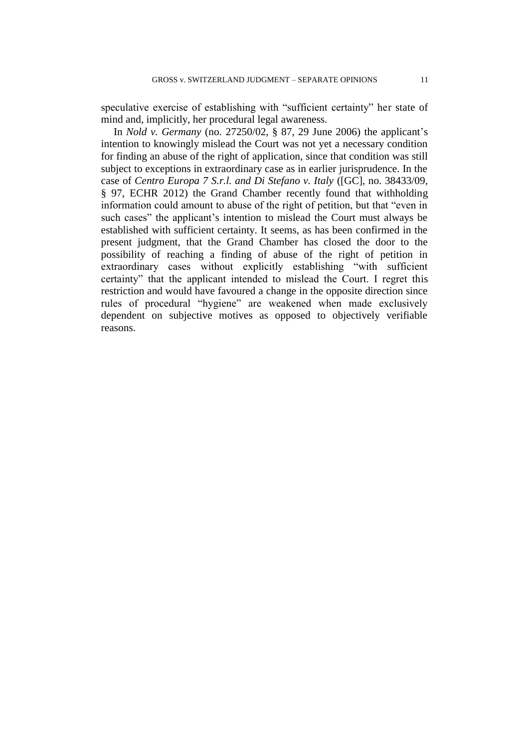speculative exercise of establishing with "sufficient certainty" her state of mind and, implicitly, her procedural legal awareness.

In *Nold v. Germany* (no. 27250/02, § 87, 29 June 2006) the applicant's intention to knowingly mislead the Court was not yet a necessary condition for finding an abuse of the right of application, since that condition was still subject to exceptions in extraordinary case as in earlier jurisprudence. In the case of *Centro Europa 7 S.r.l. and Di Stefano v. Italy* ([GC], no. 38433/09, § 97, ECHR 2012) the Grand Chamber recently found that withholding information could amount to abuse of the right of petition, but that "even in such cases" the applicant's intention to mislead the Court must always be established with sufficient certainty. It seems, as has been confirmed in the present judgment, that the Grand Chamber has closed the door to the possibility of reaching a finding of abuse of the right of petition in extraordinary cases without explicitly establishing "with sufficient certainty" that the applicant intended to mislead the Court. I regret this restriction and would have favoured a change in the opposite direction since rules of procedural "hygiene" are weakened when made exclusively dependent on subjective motives as opposed to objectively verifiable reasons.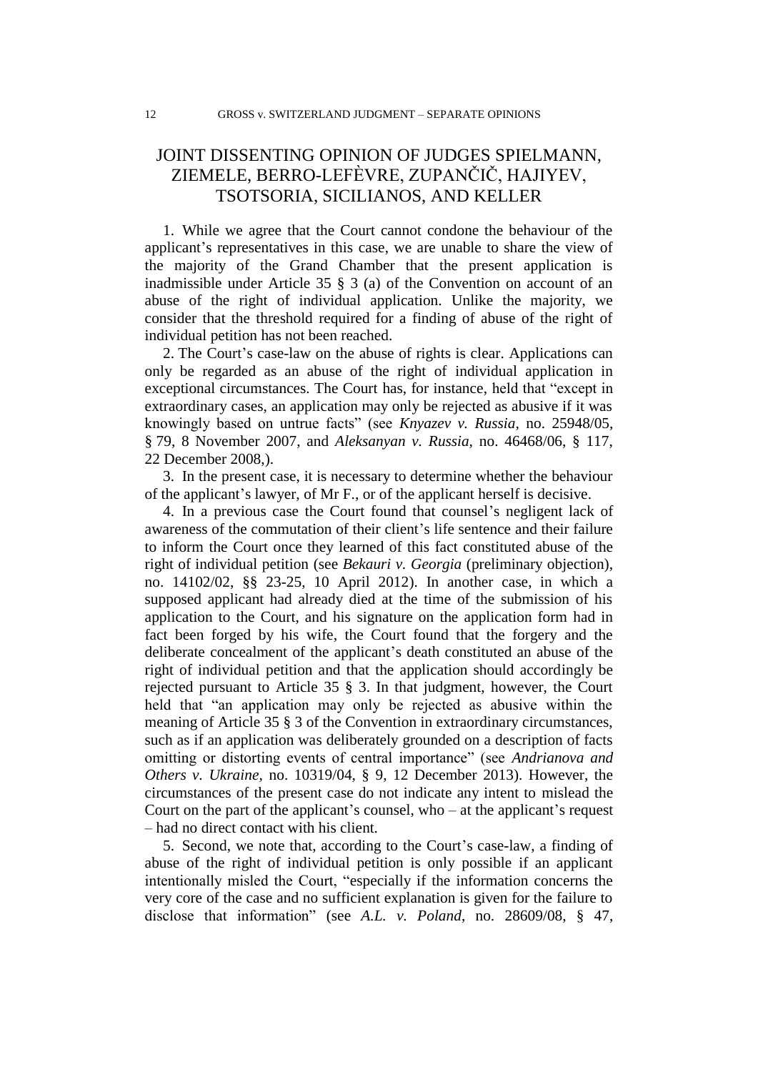# JOINT DISSENTING OPINION OF JUDGES SPIELMANN, ZIEMELE, BERRO-LEFÈVRE, ZUPANČIČ, HAJIYEV, TSOTSORIA, SICILIANOS, AND KELLER

1. While we agree that the Court cannot condone the behaviour of the applicant's representatives in this case, we are unable to share the view of the majority of the Grand Chamber that the present application is inadmissible under Article 35 § 3 (a) of the Convention on account of an abuse of the right of individual application. Unlike the majority, we consider that the threshold required for a finding of abuse of the right of individual petition has not been reached.

2. The Court's case-law on the abuse of rights is clear. Applications can only be regarded as an abuse of the right of individual application in exceptional circumstances. The Court has, for instance, held that "except in extraordinary cases, an application may only be rejected as abusive if it was knowingly based on untrue facts" (see *Knyazev v. Russia*, no. 25948/05, § 79, 8 November 2007, and *Aleksanyan v. Russia*, no. 46468/06, § 117, 22 December 2008,).

3. In the present case, it is necessary to determine whether the behaviour of the applicant's lawyer, of Mr F., or of the applicant herself is decisive.

4. In a previous case the Court found that counsel's negligent lack of awareness of the commutation of their client's life sentence and their failure to inform the Court once they learned of this fact constituted abuse of the right of individual petition (see *Bekauri v. Georgia* (preliminary objection), no. 14102/02, §§ 23-25, 10 April 2012). In another case, in which a supposed applicant had already died at the time of the submission of his application to the Court, and his signature on the application form had in fact been forged by his wife, the Court found that the forgery and the deliberate concealment of the applicant's death constituted an abuse of the right of individual petition and that the application should accordingly be rejected pursuant to Article 35 § 3. In that judgment, however, the Court held that "an application may only be rejected as abusive within the meaning of Article 35 § 3 of the Convention in extraordinary circumstances, such as if an application was deliberately grounded on a description of facts omitting or distorting events of central importance" (see *Andrianova and Others v. Ukraine*, no. 10319/04, § 9, 12 December 2013). However, the circumstances of the present case do not indicate any intent to mislead the Court on the part of the applicant's counsel, who – at the applicant's request – had no direct contact with his client.

5. Second, we note that, according to the Court's case-law, a finding of abuse of the right of individual petition is only possible if an applicant intentionally misled the Court, "especially if the information concerns the very core of the case and no sufficient explanation is given for the failure to disclose that information" (see *A.L. v. Poland*, no. 28609/08, § 47,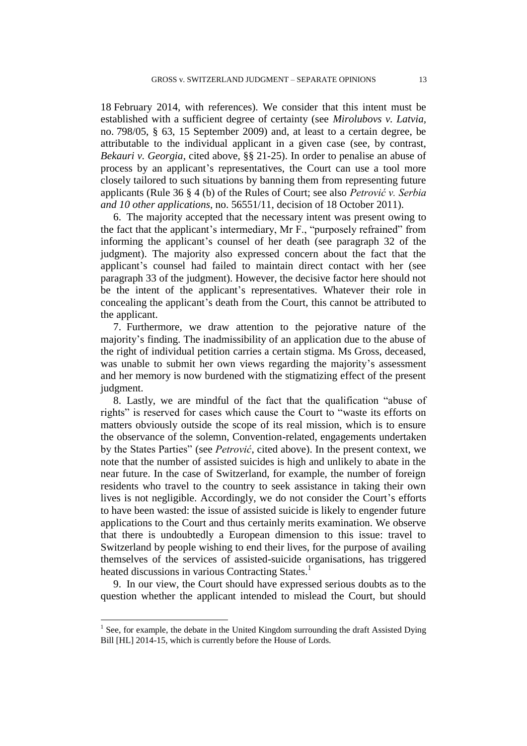18 February 2014, with references). We consider that this intent must be established with a sufficient degree of certainty (see *Mirolubovs v. Latvia*, no. 798/05, § 63, 15 September 2009) and, at least to a certain degree, be attributable to the individual applicant in a given case (see, by contrast, *Bekauri v. Georgia*, cited above, §§ 21-25). In order to penalise an abuse of process by an applicant's representatives, the Court can use a tool more closely tailored to such situations by banning them from representing future applicants (Rule 36 § 4 (b) of the Rules of Court; see also *Petrović v. Serbia and 10 other applications*, no. 56551/11, decision of 18 October 2011).

6. The majority accepted that the necessary intent was present owing to the fact that the applicant's intermediary, Mr F., "purposely refrained" from informing the applicant's counsel of her death (see paragraph 32 of the judgment). The majority also expressed concern about the fact that the applicant's counsel had failed to maintain direct contact with her (see paragraph 33 of the judgment). However, the decisive factor here should not be the intent of the applicant's representatives. Whatever their role in concealing the applicant's death from the Court, this cannot be attributed to the applicant.

7. Furthermore, we draw attention to the pejorative nature of the majority's finding. The inadmissibility of an application due to the abuse of the right of individual petition carries a certain stigma. Ms Gross, deceased, was unable to submit her own views regarding the majority's assessment and her memory is now burdened with the stigmatizing effect of the present judgment.

8. Lastly, we are mindful of the fact that the qualification "abuse of rights" is reserved for cases which cause the Court to "waste its efforts on matters obviously outside the scope of its real mission, which is to ensure the observance of the solemn, Convention-related, engagements undertaken by the States Parties" (see *Petrović*, cited above). In the present context, we note that the number of assisted suicides is high and unlikely to abate in the near future. In the case of Switzerland, for example, the number of foreign residents who travel to the country to seek assistance in taking their own lives is not negligible. Accordingly, we do not consider the Court's efforts to have been wasted: the issue of assisted suicide is likely to engender future applications to the Court and thus certainly merits examination. We observe that there is undoubtedly a European dimension to this issue: travel to Switzerland by people wishing to end their lives, for the purpose of availing themselves of the services of assisted-suicide organisations, has triggered heated discussions in various Contracting States.[1]

9. In our view, the Court should have expressed serious doubts as to the question whether the applicant intended to mislead the Court, but should

---

[1] See, for example, the debate in the United Kingdom surrounding the draft Assisted Dying Bill [HL] 2014-15, which is currently before the House of Lords.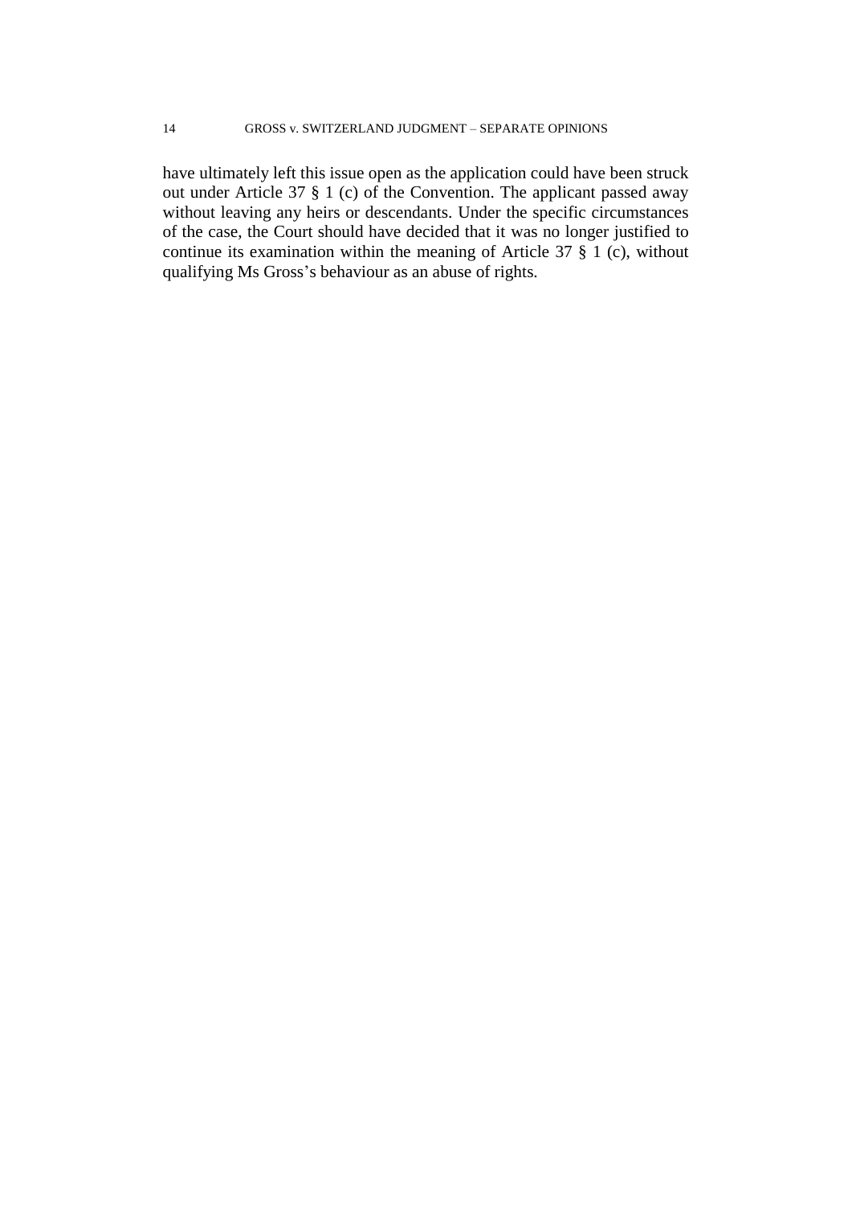have ultimately left this issue open as the application could have been struck out under Article 37 § 1 (c) of the Convention. The applicant passed away without leaving any heirs or descendants. Under the specific circumstances of the case, the Court should have decided that it was no longer justified to continue its examination within the meaning of Article 37 § 1 (c), without qualifying Ms Gross's behaviour as an abuse of rights.